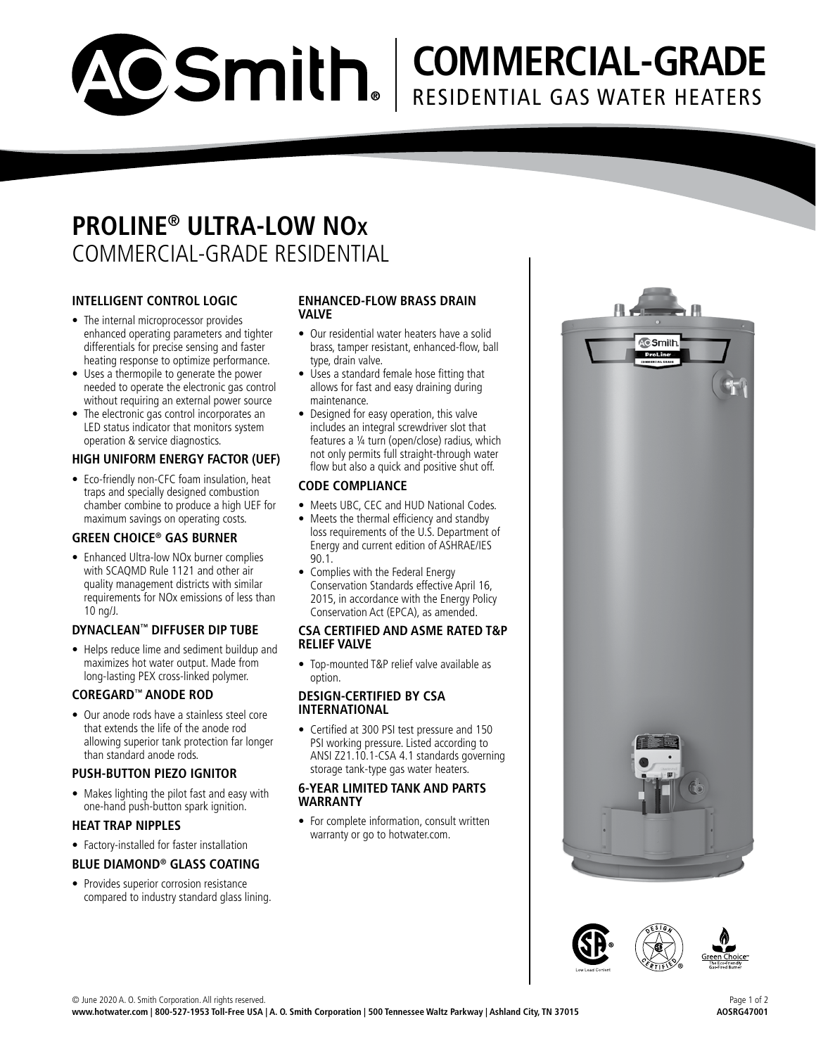# A.O. Smith COMMERCIAL-GRADE RESIDENTIAL GAS WATER HEATERS

## PROLINE® ULTRA-LOW NOx

COMMERCIAL-GRADE RESIDENTIAL

### INTELLIGENT CONTROL LOGIC

- The internal microprocessor provides enhanced operating parameters and tighter differentials for precise sensing and faster heating response to optimize performance.
- Uses a thermopile to generate the power needed to operate the electronic gas control without requiring an external power source
- The electronic gas control incorporates an LED status indicator that monitors system operation & service diagnostics.

### HIGH UNIFORM ENERGY FACTOR (UEF)

- Eco-friendly non-CFC foam insulation, heat traps and specially designed combustion chamber combine to produce a high UEF for maximum savings on operating costs.

### GREEN CHOICE® GAS BURNER

- Enhanced Ultra-low NOx burner complies with SCAQMD Rule 1121 and other air quality management districts with similar requirements for NOx emissions of less than 10 ng/J.

### DYNACLEAN™ DIFFUSER DIP TUBE

- Helps reduce lime and sediment buildup and maximizes hot water output. Made from long-lasting PEX cross-linked polymer.

### COREGARD™ ANODE ROD

- Our anode rods have a stainless steel core that extends the life of the anode rod allowing superior tank protection far longer than standard anode rods.

### PUSH-BUTTON PIEZO IGNITOR

- Makes lighting the pilot fast and easy with one-hand push-button spark ignition.

### HEAT TRAP NIPPLES

- Factory-installed for faster installation

### BLUE DIAMOND® GLASS COATING

- Provides superior corrosion resistance compared to industry standard glass lining.

### ENHANCED-FLOW BRASS DRAIN VALVE

- Our residential water heaters have a solid brass, tamper resistant, enhanced-flow, ball type, drain valve.
- Uses a standard female hose fitting that allows for fast and easy draining during maintenance.
- Designed for easy operation, this valve includes an integral screwdriver slot that features a ¼ turn (open/close) radius, which not only permits full straight-through water flow but also a quick and positive shut off.

### CODE COMPLIANCE

- Meets UBC, CEC and HUD National Codes.
- Meets the thermal efficiency and standby loss requirements of the U.S. Department of Energy and current edition of ASHRAE/IES 90.1.
- Complies with the Federal Energy Conservation Standards effective April 16, 2015, in accordance with the Energy Policy Conservation Act (EPCA), as amended.

### CSA CERTIFIED AND ASME RATED T&P RELIEF VALVE

- Top-mounted T&P relief valve available as option.

### DESIGN-CERTIFIED BY CSA INTERNATIONAL

- Certified at 300 PSI test pressure and 150 PSI working pressure. Listed according to ANSI Z21.10.1-CSA 4.1 standards governing storage tank-type gas water heaters.

### 6-YEAR LIMITED TANK AND PARTS WARRANTY

- For complete information, consult written warranty or go to hotwater.com.

© June 2020 A. O. Smith Corporation. All rights reserved.

**www.hotwater.com | 800-527-1953 Toll-Free USA | A. O. Smith Corporation | 500 Tennessee Waltz Parkway | Ashland City, TN 37015**

**AOSRG47001**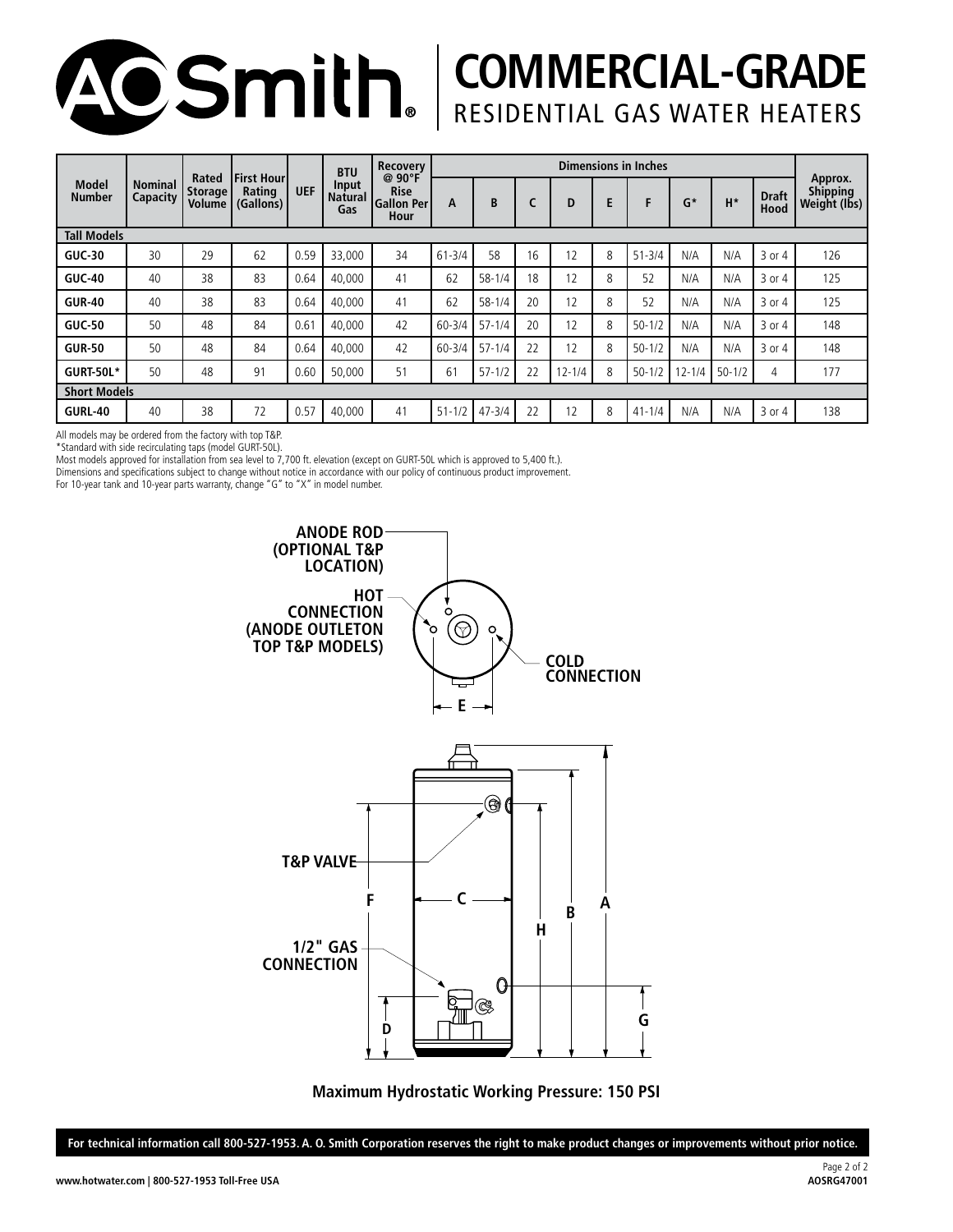# A.O. Smith — COMMERCIAL-GRADE RESIDENTIAL GAS WATER HEATERS

| Model Number | Nominal Capacity | Rated Storage Volume | First Hour Rating (Gallons) | UEF | BTU Input Natural Gas | Recovery @ 90°F Rise Gallon Per Hour | Dimensions in Inches | | | | | | | | | Approx. Shipping Weight (lbs) |
|---|---|---|---|---|---|---|---|---|---|---|---|---|---|---|---|---|
| | | | | | | | A | B | C | D | E | F | G* | H* | Draft Hood | |
| **Tall Models** | | | | | | | | | | | | | | | | |
| **GUC-30** | 30 | 29 | 62 | 0.59 | 33,000 | 34 | 61-3/4 | 58 | 16 | 12 | 8 | 51-3/4 | N/A | N/A | 3 or 4 | 126 |
| **GUC-40** | 40 | 38 | 83 | 0.64 | 40,000 | 41 | 62 | 58-1/4 | 18 | 12 | 8 | 52 | N/A | N/A | 3 or 4 | 125 |
| **GUR-40** | 40 | 38 | 83 | 0.64 | 40,000 | 41 | 62 | 58-1/4 | 20 | 12 | 8 | 52 | N/A | N/A | 3 or 4 | 125 |
| **GUC-50** | 50 | 48 | 84 | 0.61 | 40,000 | 42 | 60-3/4 | 57-1/4 | 20 | 12 | 8 | 50-1/2 | N/A | N/A | 3 or 4 | 148 |
| **GUR-50** | 50 | 48 | 84 | 0.64 | 40,000 | 42 | 60-3/4 | 57-1/4 | 22 | 12 | 8 | 50-1/2 | N/A | N/A | 3 or 4 | 148 |
| **GURT-50L*** | 50 | 48 | 91 | 0.60 | 50,000 | 51 | 61 | 57-1/2 | 22 | 12-1/4 | 8 | 50-1/2 | 12-1/4 | 50-1/2 | 4 | 177 |
| **Short Models** | | | | | | | | | | | | | | | | |
| **GURL-40** | 40 | 38 | 72 | 0.57 | 40,000 | 41 | 51-1/2 | 47-3/4 | 22 | 12 | 8 | 41-1/4 | N/A | N/A | 3 or 4 | 138 |

All models may be ordered from the factory with top T&P.
*Standard with side recirculating taps (model GURT-50L).
Most models approved for installation from sea level to 7,700 ft. elevation (except on GURT-50L which is approved to 5,400 ft.).
Dimensions and specifications subject to change without notice in accordance with our policy of continuous product improvement.
For 10-year tank and 10-year parts warranty, change "G" to "X" in model number.

ANODE ROD (OPTIONAL T&P LOCATION)
HOT CONNECTION (ANODE OUTLETON TOP T&P MODELS)
COLD CONNECTION
E

T&P VALVE
F
C
B
A
H
1/2" GAS CONNECTION
D
G

**Maximum Hydrostatic Working Pressure: 150 PSI**

**For technical information call 800-527-1953. A. O. Smith Corporation reserves the right to make product changes or improvements without prior notice.**

**www.hotwater.com | 800-527-1953 Toll-Free USA**

**AOSRG47001**